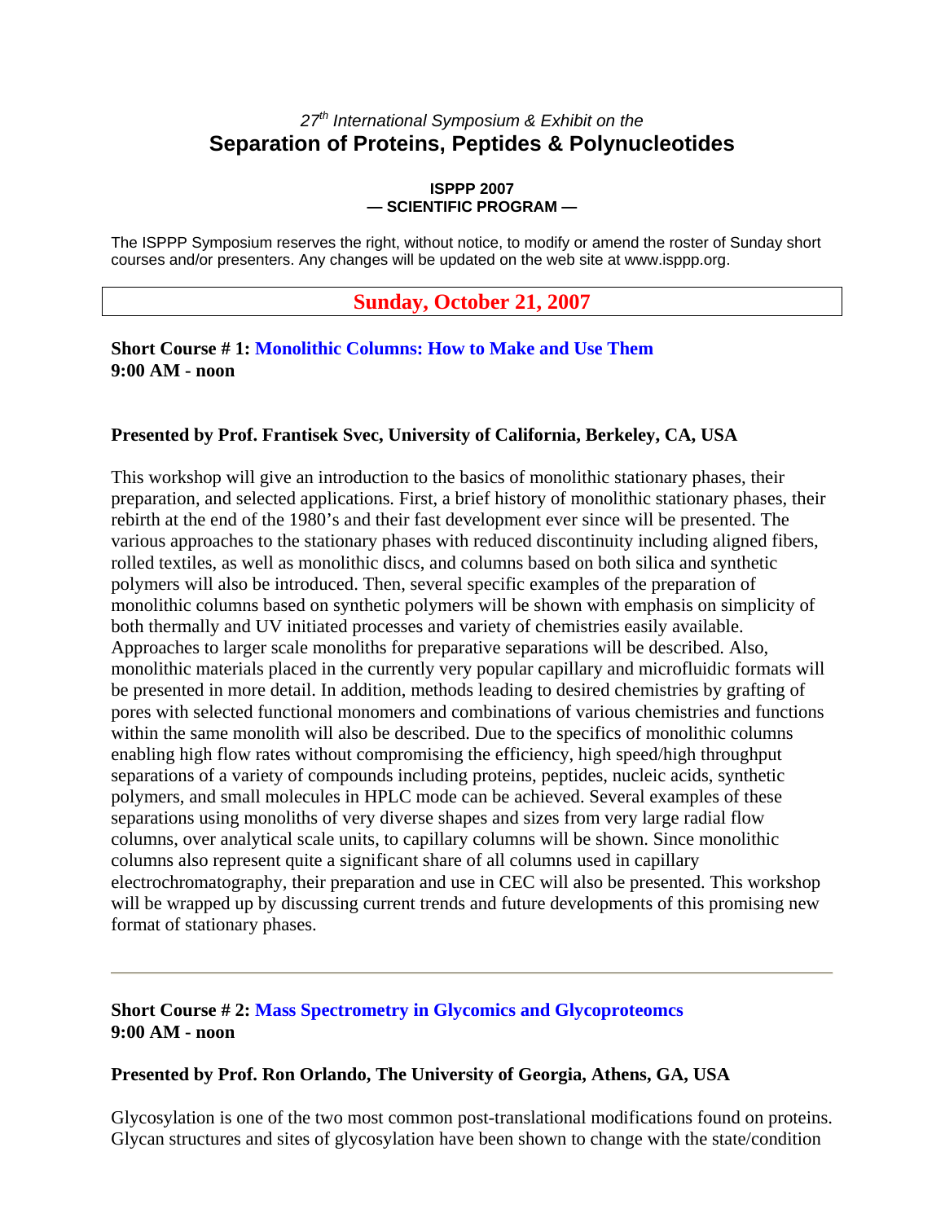*27th International Symposium & Exhibit on the*

# Separation of Proteins, Peptides & Polynucleotides

**ISPPP 2007**
**— SCIENTIFIC PROGRAM —**

The ISPPP Symposium reserves the right, without notice, to modify or amend the roster of Sunday short courses and/or presenters. Any changes will be updated on the web site at www.isppp.org.

## Sunday, October 21, 2007

**Short Course # 1: Monolithic Columns: How to Make and Use Them**
**9:00 AM - noon**

**Presented by Prof. Frantisek Svec, University of California, Berkeley, CA, USA**

This workshop will give an introduction to the basics of monolithic stationary phases, their preparation, and selected applications. First, a brief history of monolithic stationary phases, their rebirth at the end of the 1980's and their fast development ever since will be presented. The various approaches to the stationary phases with reduced discontinuity including aligned fibers, rolled textiles, as well as monolithic discs, and columns based on both silica and synthetic polymers will also be introduced. Then, several specific examples of the preparation of monolithic columns based on synthetic polymers will be shown with emphasis on simplicity of both thermally and UV initiated processes and variety of chemistries easily available. Approaches to larger scale monoliths for preparative separations will be described. Also, monolithic materials placed in the currently very popular capillary and microfluidic formats will be presented in more detail. In addition, methods leading to desired chemistries by grafting of pores with selected functional monomers and combinations of various chemistries and functions within the same monolith will also be described. Due to the specifics of monolithic columns enabling high flow rates without compromising the efficiency, high speed/high throughput separations of a variety of compounds including proteins, peptides, nucleic acids, synthetic polymers, and small molecules in HPLC mode can be achieved. Several examples of these separations using monoliths of very diverse shapes and sizes from very large radial flow columns, over analytical scale units, to capillary columns will be shown. Since monolithic columns also represent quite a significant share of all columns used in capillary electrochromatography, their preparation and use in CEC will also be presented. This workshop will be wrapped up by discussing current trends and future developments of this promising new format of stationary phases.

---

**Short Course # 2: Mass Spectrometry in Glycomics and Glycoproteomcs**
**9:00 AM - noon**

**Presented by Prof. Ron Orlando, The University of Georgia, Athens, GA, USA**

Glycosylation is one of the two most common post-translational modifications found on proteins. Glycan structures and sites of glycosylation have been shown to change with the state/condition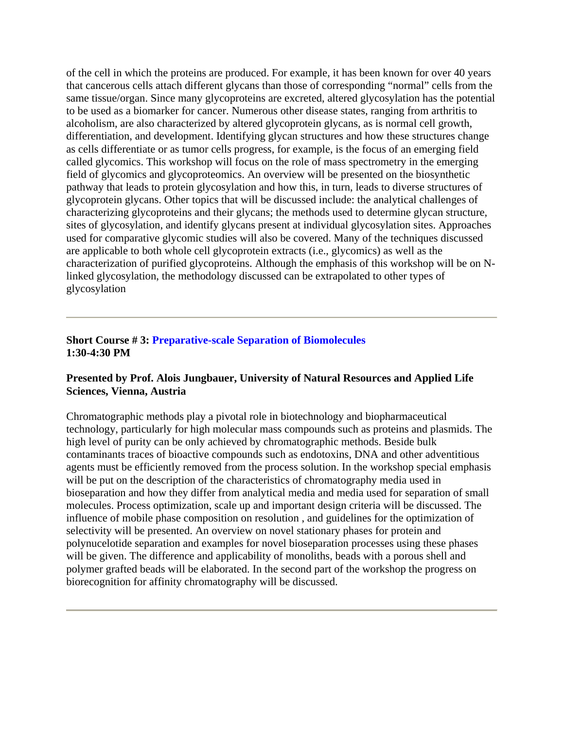of the cell in which the proteins are produced. For example, it has been known for over 40 years that cancerous cells attach different glycans than those of corresponding "normal" cells from the same tissue/organ. Since many glycoproteins are excreted, altered glycosylation has the potential to be used as a biomarker for cancer. Numerous other disease states, ranging from arthritis to alcoholism, are also characterized by altered glycoprotein glycans, as is normal cell growth, differentiation, and development. Identifying glycan structures and how these structures change as cells differentiate or as tumor cells progress, for example, is the focus of an emerging field called glycomics. This workshop will focus on the role of mass spectrometry in the emerging field of glycomics and glycoproteomics. An overview will be presented on the biosynthetic pathway that leads to protein glycosylation and how this, in turn, leads to diverse structures of glycoprotein glycans. Other topics that will be discussed include: the analytical challenges of characterizing glycoproteins and their glycans; the methods used to determine glycan structure, sites of glycosylation, and identify glycans present at individual glycosylation sites. Approaches used for comparative glycomic studies will also be covered. Many of the techniques discussed are applicable to both whole cell glycoprotein extracts (i.e., glycomics) as well as the characterization of purified glycoproteins. Although the emphasis of this workshop will be on N-linked glycosylation, the methodology discussed can be extrapolated to other types of glycosylation

---

**Short Course # 3: Preparative-scale Separation of Biomolecules**
**1:30-4:30 PM**

**Presented by Prof. Alois Jungbauer, University of Natural Resources and Applied Life Sciences, Vienna, Austria**

Chromatographic methods play a pivotal role in biotechnology and biopharmaceutical technology, particularly for high molecular mass compounds such as proteins and plasmids. The high level of purity can be only achieved by chromatographic methods. Beside bulk contaminants traces of bioactive compounds such as endotoxins, DNA and other adventitious agents must be efficiently removed from the process solution. In the workshop special emphasis will be put on the description of the characteristics of chromatography media used in bioseparation and how they differ from analytical media and media used for separation of small molecules. Process optimization, scale up and important design criteria will be discussed. The influence of mobile phase composition on resolution , and guidelines for the optimization of selectivity will be presented. An overview on novel stationary phases for protein and polynucelotide separation and examples for novel bioseparation processes using these phases will be given. The difference and applicability of monoliths, beads with a porous shell and polymer grafted beads will be elaborated. In the second part of the workshop the progress on biorecognition for affinity chromatography will be discussed.

---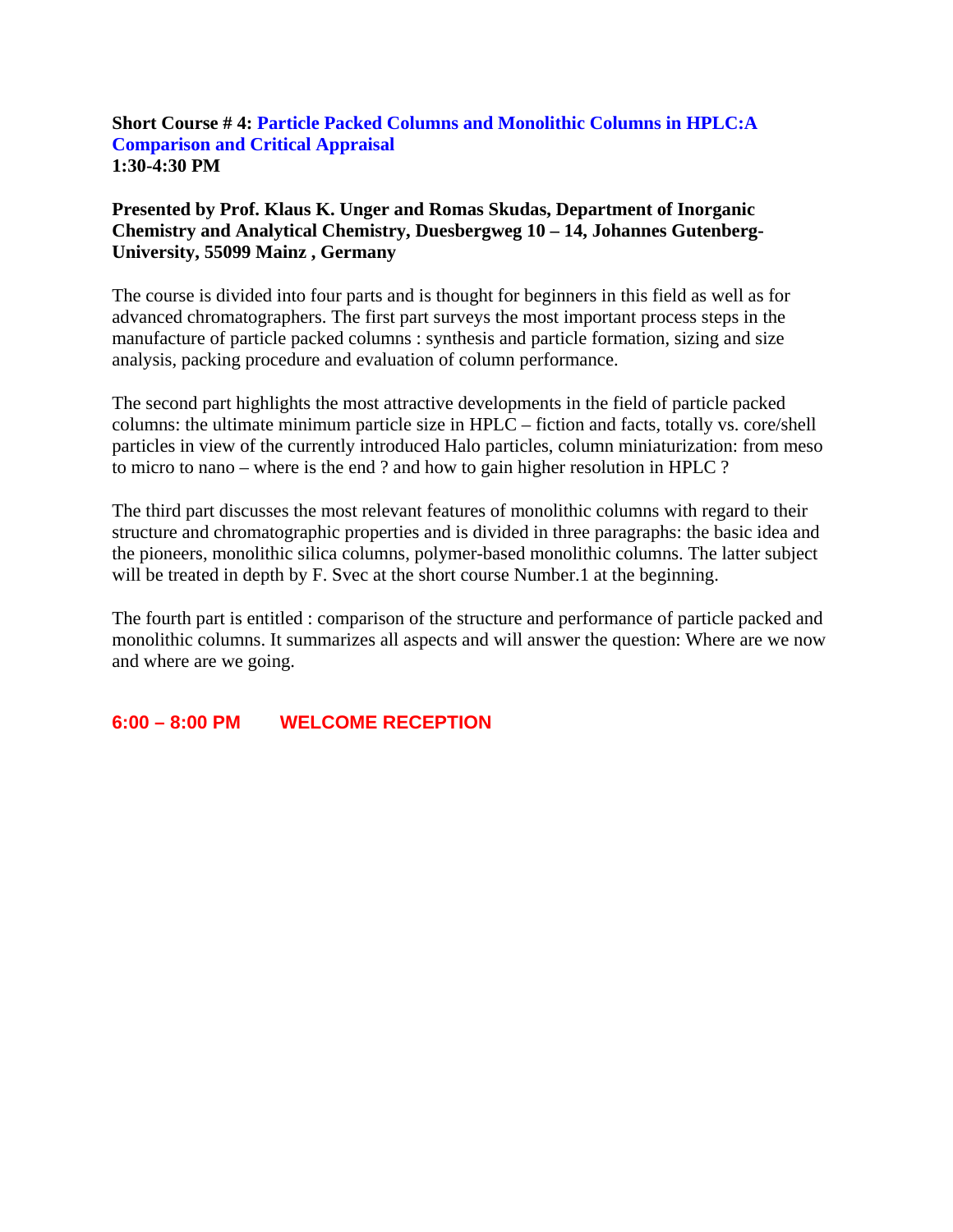**Short Course # 4: Particle Packed Columns and Monolithic Columns in HPLC:A Comparison and Critical Appraisal**
**1:30-4:30 PM**

**Presented by Prof. Klaus K. Unger and Romas Skudas, Department of Inorganic Chemistry and Analytical Chemistry, Duesbergweg 10 – 14, Johannes Gutenberg-University, 55099 Mainz , Germany**

The course is divided into four parts and is thought for beginners in this field as well as for advanced chromatographers. The first part surveys the most important process steps in the manufacture of particle packed columns : synthesis and particle formation, sizing and size analysis, packing procedure and evaluation of column performance.

The second part highlights the most attractive developments in the field of particle packed columns: the ultimate minimum particle size in HPLC – fiction and facts, totally vs. core/shell particles in view of the currently introduced Halo particles, column miniaturization: from meso to micro to nano – where is the end ? and how to gain higher resolution in HPLC ?

The third part discusses the most relevant features of monolithic columns with regard to their structure and chromatographic properties and is divided in three paragraphs: the basic idea and the pioneers, monolithic silica columns, polymer-based monolithic columns. The latter subject will be treated in depth by F. Svec at the short course Number.1 at the beginning.

The fourth part is entitled : comparison of the structure and performance of particle packed and monolithic columns. It summarizes all aspects and will answer the question: Where are we now and where are we going.

**6:00 – 8:00 PM WELCOME RECEPTION**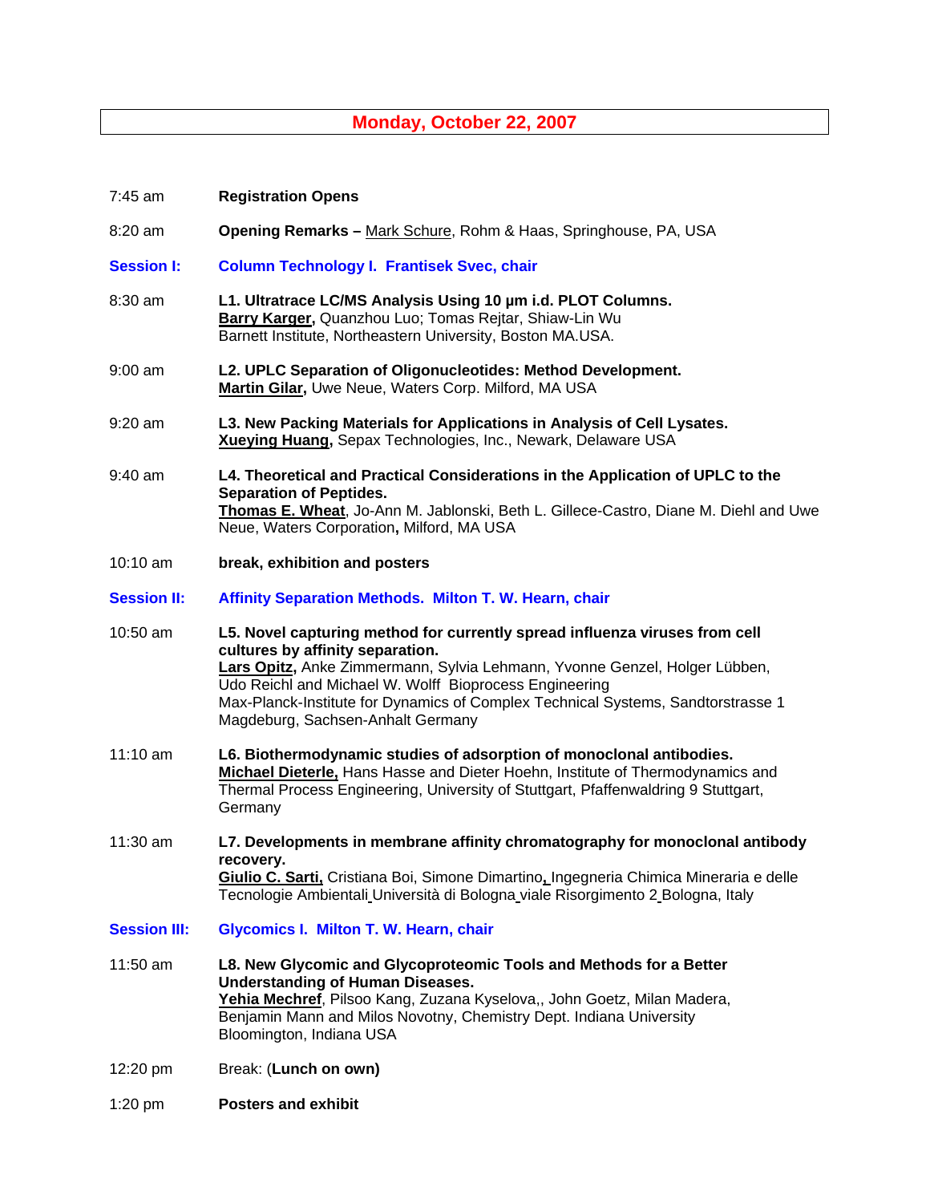## Monday, October 22, 2007

7:45 am — **Registration Opens**

8:20 am — **Opening Remarks –** Mark Schure, Rohm & Haas, Springhouse, PA, USA

### Session I: Column Technology I. Frantisek Svec, chair

8:30 am — **L1. Ultratrace LC/MS Analysis Using 10 µm i.d. PLOT Columns.**
**Barry Karger,** Quanzhou Luo; Tomas Rejtar, Shiaw-Lin Wu
Barnett Institute, Northeastern University, Boston MA.USA.

9:00 am — **L2. UPLC Separation of Oligonucleotides: Method Development.**
**Martin Gilar,** Uwe Neue, Waters Corp. Milford, MA USA

9:20 am — **L3. New Packing Materials for Applications in Analysis of Cell Lysates.**
**Xueying Huang,** Sepax Technologies, Inc., Newark, Delaware USA

9:40 am — **L4. Theoretical and Practical Considerations in the Application of UPLC to the Separation of Peptides.**
**Thomas E. Wheat**, Jo-Ann M. Jablonski, Beth L. Gillece-Castro, Diane M. Diehl and Uwe Neue, Waters Corporation**,** Milford, MA USA

10:10 am — **break, exhibition and posters**

### Session II: Affinity Separation Methods. Milton T. W. Hearn, chair

10:50 am — **L5. Novel capturing method for currently spread influenza viruses from cell cultures by affinity separation.**
**Lars Opitz,** Anke Zimmermann, Sylvia Lehmann, Yvonne Genzel, Holger Lübben, Udo Reichl and Michael W. Wolff Bioprocess Engineering
Max-Planck-Institute for Dynamics of Complex Technical Systems, Sandtorstrasse 1 Magdeburg, Sachsen-Anhalt Germany

11:10 am — **L6. Biothermodynamic studies of adsorption of monoclonal antibodies.**
**Michael Dieterle,** Hans Hasse and Dieter Hoehn, Institute of Thermodynamics and Thermal Process Engineering, University of Stuttgart, Pfaffenwaldring 9 Stuttgart, Germany

11:30 am — **L7. Developments in membrane affinity chromatography for monoclonal antibody recovery.**
**Giulio C. Sarti,** Cristiana Boi, Simone Dimartino, Ingegneria Chimica Mineraria e delle Tecnologie Ambientali Università di Bologna viale Risorgimento 2 Bologna, Italy

### Session III: Glycomics I. Milton T. W. Hearn, chair

11:50 am — **L8. New Glycomic and Glycoproteomic Tools and Methods for a Better Understanding of Human Diseases.**
**Yehia Mechref**, Pilsoo Kang, Zuzana Kyselova,, John Goetz, Milan Madera, Benjamin Mann and Milos Novotny, Chemistry Dept. Indiana University Bloomington, Indiana USA

12:20 pm — Break: (**Lunch on own)**

1:20 pm — **Posters and exhibit**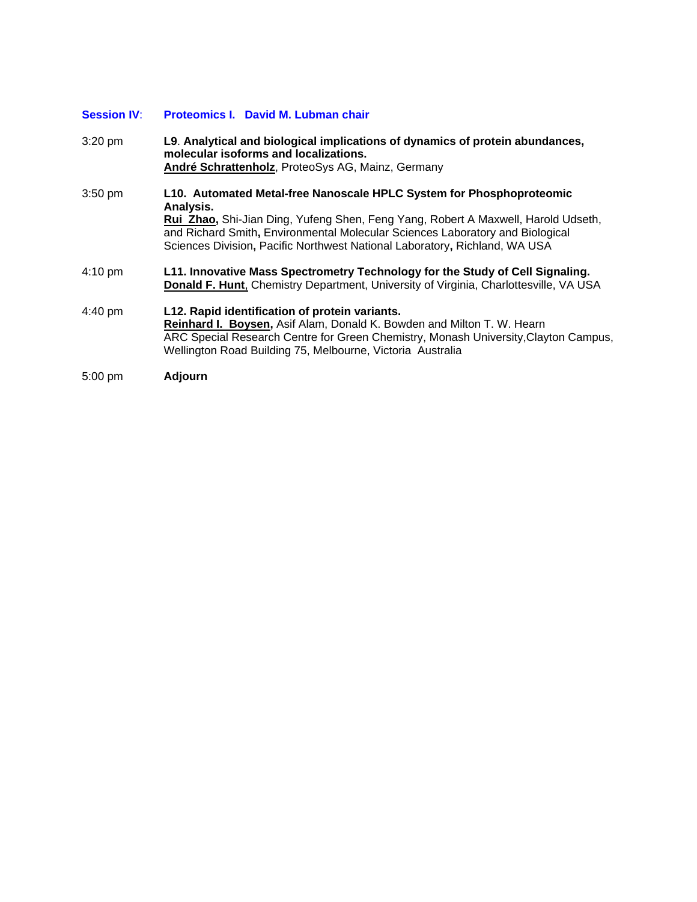## Session IV: Proteomics I. David M. Lubman chair

3:20 pm

**L9. Analytical and biological implications of dynamics of protein abundances, molecular isoforms and localizations.**
**André Schrattenholz**, ProteoSys AG, Mainz, Germany

3:50 pm

**L10. Automated Metal-free Nanoscale HPLC System for Phosphoproteomic Analysis.**
**Rui Zhao,** Shi-Jian Ding, Yufeng Shen, Feng Yang, Robert A Maxwell, Harold Udseth, and Richard Smith**,** Environmental Molecular Sciences Laboratory and Biological Sciences Division**,** Pacific Northwest National Laboratory**,** Richland, WA USA

4:10 pm

**L11. Innovative Mass Spectrometry Technology for the Study of Cell Signaling.**
**Donald F. Hunt**, Chemistry Department, University of Virginia, Charlottesville, VA USA

4:40 pm

**L12. Rapid identification of protein variants.**
**Reinhard I. Boysen,** Asif Alam, Donald K. Bowden and Milton T. W. Hearn
ARC Special Research Centre for Green Chemistry, Monash University,Clayton Campus, Wellington Road Building 75, Melbourne, Victoria Australia

5:00 pm

**Adjourn**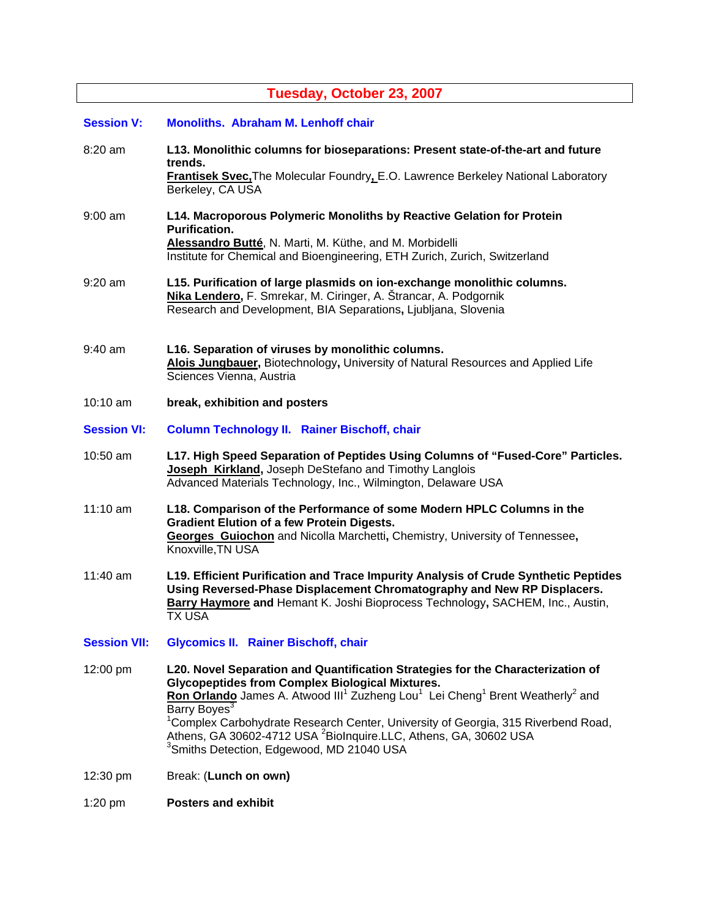## Tuesday, October 23, 2007

**Session V:** **Monoliths. Abraham M. Lenhoff chair**

8:20 am — **L13. Monolithic columns for bioseparations: Present state-of-the-art and future trends.**
**Frantisek Svec,** The Molecular Foundry, E.O. Lawrence Berkeley National Laboratory Berkeley, CA USA

9:00 am — **L14. Macroporous Polymeric Monoliths by Reactive Gelation for Protein Purification.**
**Alessandro Butté**, N. Marti, M. Küthe, and M. Morbidelli
Institute for Chemical and Bioengineering, ETH Zurich, Zurich, Switzerland

9:20 am — **L15. Purification of large plasmids on ion-exchange monolithic columns.**
**Nika Lendero,** F. Smrekar, M. Ciringer, A. Štrancar, A. Podgornik
Research and Development, BIA Separations, Ljubljana, Slovenia

9:40 am — **L16. Separation of viruses by monolithic columns.**
**Alois Jungbauer,** Biotechnology, University of Natural Resources and Applied Life Sciences Vienna, Austria

10:10 am — **break, exhibition and posters**

**Session VI:** **Column Technology II. Rainer Bischoff, chair**

10:50 am — **L17. High Speed Separation of Peptides Using Columns of "Fused-Core" Particles.**
**Joseph Kirkland,** Joseph DeStefano and Timothy Langlois
Advanced Materials Technology, Inc., Wilmington, Delaware USA

11:10 am — **L18. Comparison of the Performance of some Modern HPLC Columns in the Gradient Elution of a few Protein Digests.**
**Georges Guiochon** and Nicolla Marchetti**,** Chemistry, University of Tennessee**,** Knoxville,TN USA

11:40 am — **L19. Efficient Purification and Trace Impurity Analysis of Crude Synthetic Peptides Using Reversed-Phase Displacement Chromatography and New RP Displacers.**
**Barry Haymore and** Hemant K. Joshi Bioprocess Technology**,** SACHEM, Inc., Austin, TX USA

**Session VII:** **Glycomics II. Rainer Bischoff, chair**

12:00 pm — **L20. Novel Separation and Quantification Strategies for the Characterization of Glycopeptides from Complex Biological Mixtures.**
**Ron Orlando** James A. Atwood III[1] Zuzheng Lou[1] Lei Cheng[1] Brent Weatherly[2] and Barry Boyes[3]
[1]Complex Carbohydrate Research Center, University of Georgia, 315 Riverbend Road, Athens, GA 30602-4712 USA [2]BioInquire.LLC, Athens, GA, 30602 USA
[3]Smiths Detection, Edgewood, MD 21040 USA

12:30 pm — Break: (**Lunch on own)**

1:20 pm — **Posters and exhibit**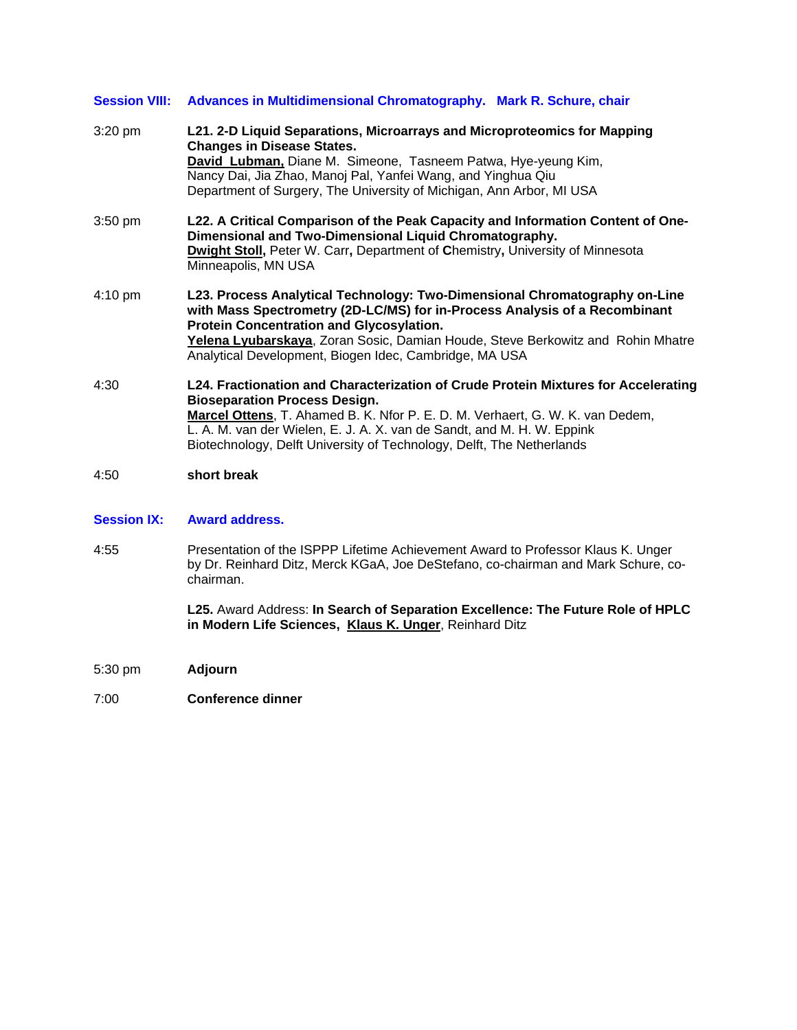**Session VIII: Advances in Multidimensional Chromatography. Mark R. Schure, chair**

3:20 pm **L21. 2-D Liquid Separations, Microarrays and Microproteomics for Mapping Changes in Disease States.**
**David Lubman,** Diane M. Simeone, Tasneem Patwa, Hye-yeung Kim, Nancy Dai, Jia Zhao, Manoj Pal, Yanfei Wang, and Yinghua Qiu
Department of Surgery, The University of Michigan, Ann Arbor, MI USA

3:50 pm **L22. A Critical Comparison of the Peak Capacity and Information Content of One-Dimensional and Two-Dimensional Liquid Chromatography.**
**Dwight Stoll,** Peter W. Carr, Department of Chemistry, University of Minnesota Minneapolis, MN USA

4:10 pm **L23. Process Analytical Technology: Two-Dimensional Chromatography on-Line with Mass Spectrometry (2D-LC/MS) for in-Process Analysis of a Recombinant Protein Concentration and Glycosylation.**
**Yelena Lyubarskaya**, Zoran Sosic, Damian Houde, Steve Berkowitz and Rohin Mhatre
Analytical Development, Biogen Idec, Cambridge, MA USA

4:30 **L24. Fractionation and Characterization of Crude Protein Mixtures for Accelerating Bioseparation Process Design.**
**Marcel Ottens**, T. Ahamed B. K. Nfor P. E. D. M. Verhaert, G. W. K. van Dedem, L. A. M. van der Wielen, E. J. A. X. van de Sandt, and M. H. W. Eppink
Biotechnology, Delft University of Technology, Delft, The Netherlands

4:50 **short break**

**Session IX: Award address.**

4:55 Presentation of the ISPPP Lifetime Achievement Award to Professor Klaus K. Unger by Dr. Reinhard Ditz, Merck KGaA, Joe DeStefano, co-chairman and Mark Schure, co-chairman.

**L25.** Award Address: **In Search of Separation Excellence: The Future Role of HPLC in Modern Life Sciences, Klaus K. Unger**, Reinhard Ditz

5:30 pm **Adjourn**

7:00 **Conference dinner**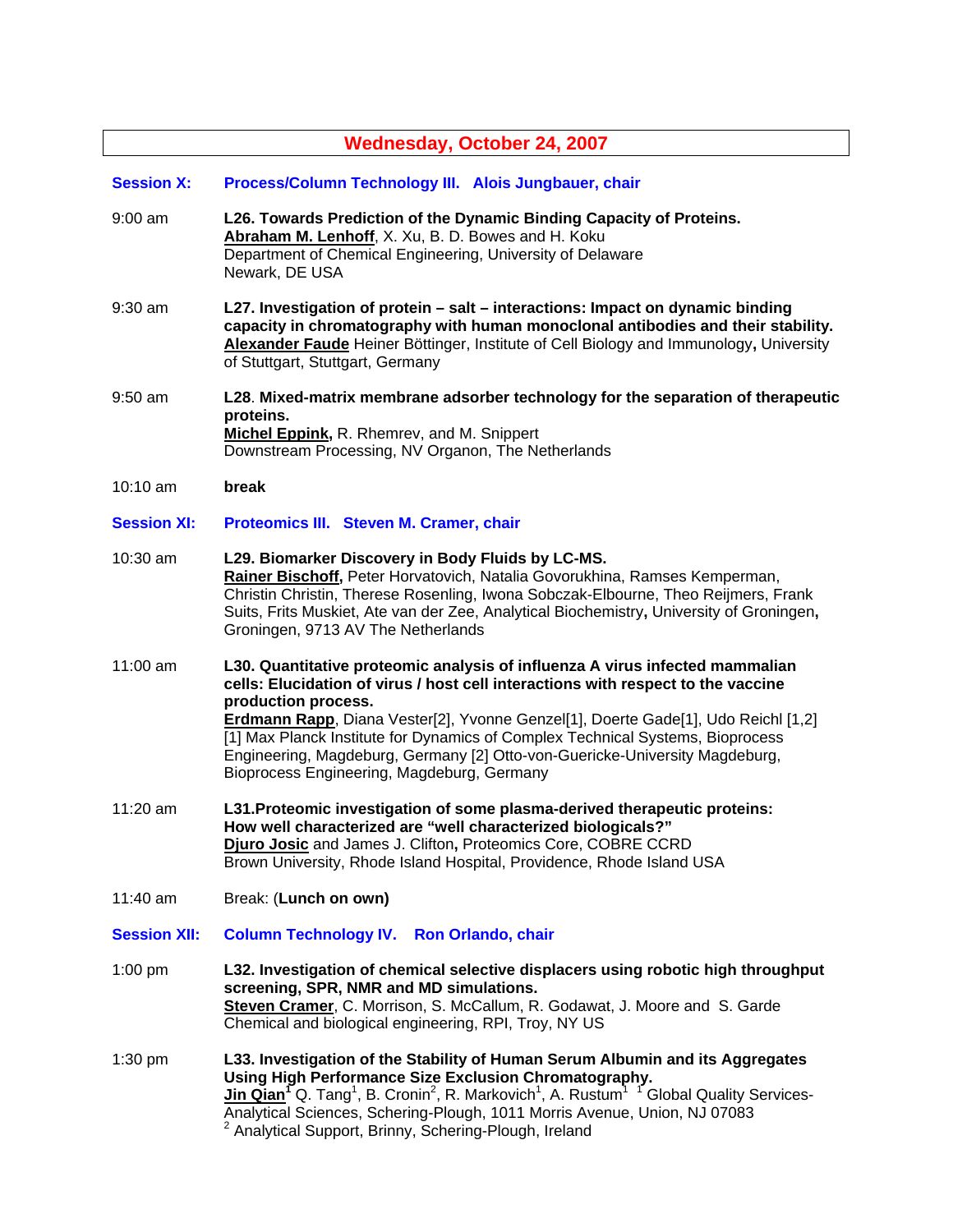## Wednesday, October 24, 2007

### Session X: Process/Column Technology III. Alois Jungbauer, chair

9:00 am **L26. Towards Prediction of the Dynamic Binding Capacity of Proteins.**
**Abraham M. Lenhoff**, X. Xu, B. D. Bowes and H. Koku
Department of Chemical Engineering, University of Delaware
Newark, DE USA

9:30 am **L27. Investigation of protein – salt – interactions: Impact on dynamic binding capacity in chromatography with human monoclonal antibodies and their stability.**
**Alexander Faude** Heiner Böttinger, Institute of Cell Biology and Immunology**,** University of Stuttgart, Stuttgart, Germany

9:50 am **L28. Mixed-matrix membrane adsorber technology for the separation of therapeutic proteins.**
**Michel Eppink,** R. Rhemrev, and M. Snippert
Downstream Processing, NV Organon, The Netherlands

10:10 am **break**

### Session XI: Proteomics III. Steven M. Cramer, chair

10:30 am **L29. Biomarker Discovery in Body Fluids by LC-MS.**
**Rainer Bischoff,** Peter Horvatovich, Natalia Govorukhina, Ramses Kemperman, Christin Christin, Therese Rosenling, Iwona Sobczak-Elbourne, Theo Reijmers, Frank Suits, Frits Muskiet, Ate van der Zee, Analytical Biochemistry**,** University of Groningen**,** Groningen, 9713 AV The Netherlands

11:00 am **L30. Quantitative proteomic analysis of influenza A virus infected mammalian cells: Elucidation of virus / host cell interactions with respect to the vaccine production process.**
**Erdmann Rapp**, Diana Vester[2], Yvonne Genzel[1], Doerte Gade[1], Udo Reichl [1,2]
[1] Max Planck Institute for Dynamics of Complex Technical Systems, Bioprocess Engineering, Magdeburg, Germany [2] Otto-von-Guericke-University Magdeburg, Bioprocess Engineering, Magdeburg, Germany

11:20 am **L31.Proteomic investigation of some plasma-derived therapeutic proteins: How well characterized are "well characterized biologicals?"**
**Djuro Josic** and James J. Clifton**,** Proteomics Core, COBRE CCRD
Brown University, Rhode Island Hospital, Providence, Rhode Island USA

11:40 am Break: (**Lunch on own)**

### Session XII: Column Technology IV. Ron Orlando, chair

1:00 pm **L32. Investigation of chemical selective displacers using robotic high throughput screening, SPR, NMR and MD simulations.**
**Steven Cramer**, C. Morrison, S. McCallum, R. Godawat, J. Moore and S. Garde
Chemical and biological engineering, RPI, Troy, NY US

1:30 pm **L33. Investigation of the Stability of Human Serum Albumin and its Aggregates Using High Performance Size Exclusion Chromatography.**
**Jin Qian[1]** Q. Tang[1], B. Cronin[2], R. Markovich[1], A. Rustum[1] [1] Global Quality Services-Analytical Sciences, Schering-Plough, 1011 Morris Avenue, Union, NJ 07083
[2] Analytical Support, Brinny, Schering-Plough, Ireland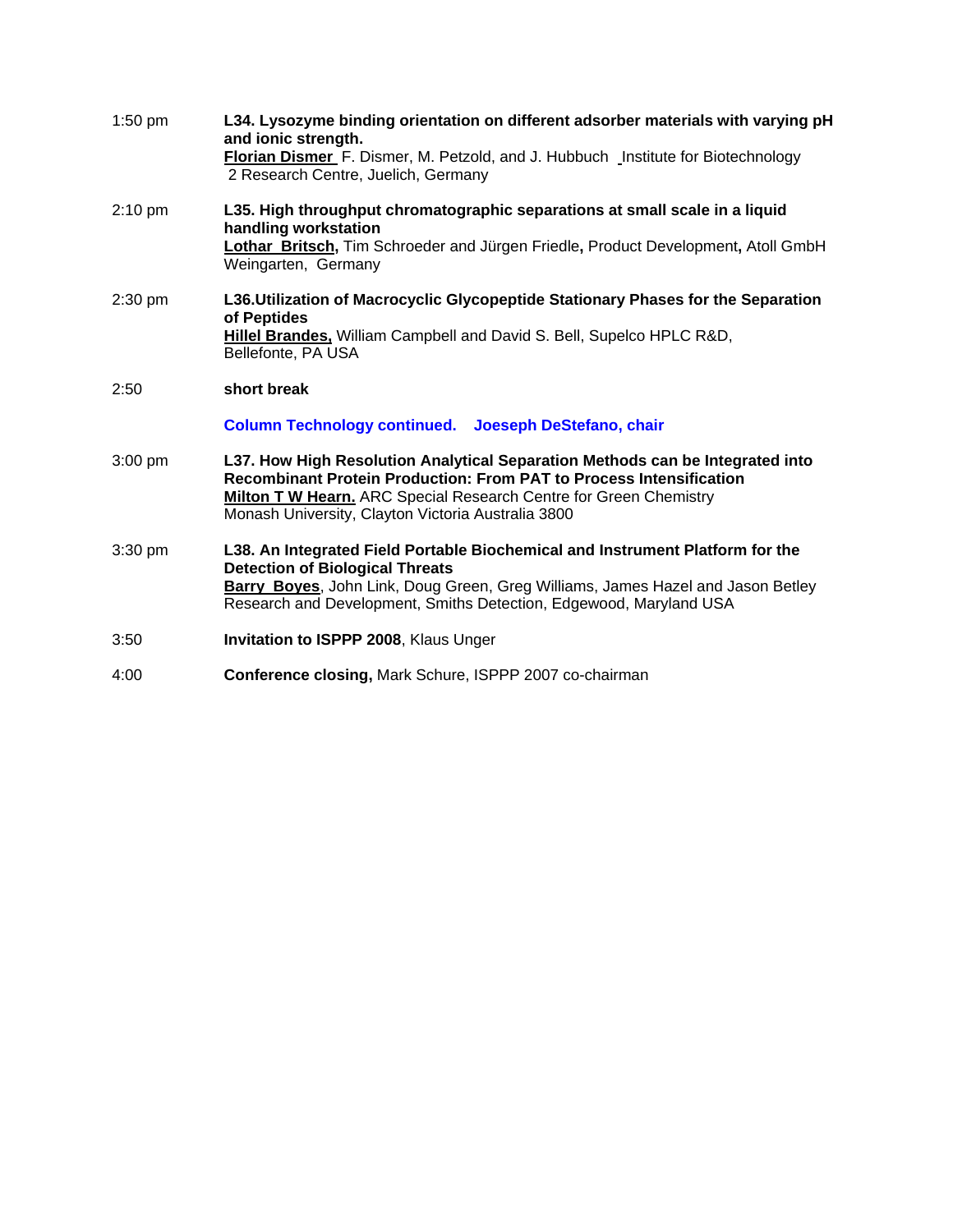1:50 pm **L34. Lysozyme binding orientation on different adsorber materials with varying pH and ionic strength.**
**Florian Dismer** F. Dismer, M. Petzold, and J. Hubbuch Institute for Biotechnology 2 Research Centre, Juelich, Germany

2:10 pm **L35. High throughput chromatographic separations at small scale in a liquid handling workstation**
**Lothar Britsch,** Tim Schroeder and Jürgen Friedle**,** Product Development**,** Atoll GmbH Weingarten, Germany

2:30 pm **L36.Utilization of Macrocyclic Glycopeptide Stationary Phases for the Separation of Peptides**
**Hillel Brandes,** William Campbell and David S. Bell, Supelco HPLC R&D, Bellefonte, PA USA

2:50 **short break**

**Column Technology continued. Joeseph DeStefano, chair**

3:00 pm **L37. How High Resolution Analytical Separation Methods can be Integrated into Recombinant Protein Production: From PAT to Process Intensification**
**Milton T W Hearn.** ARC Special Research Centre for Green Chemistry Monash University, Clayton Victoria Australia 3800

3:30 pm **L38. An Integrated Field Portable Biochemical and Instrument Platform for the Detection of Biological Threats**
**Barry Boyes**, John Link, Doug Green, Greg Williams, James Hazel and Jason Betley Research and Development, Smiths Detection, Edgewood, Maryland USA

3:50 **Invitation to ISPPP 2008**, Klaus Unger

4:00 **Conference closing,** Mark Schure, ISPPP 2007 co-chairman